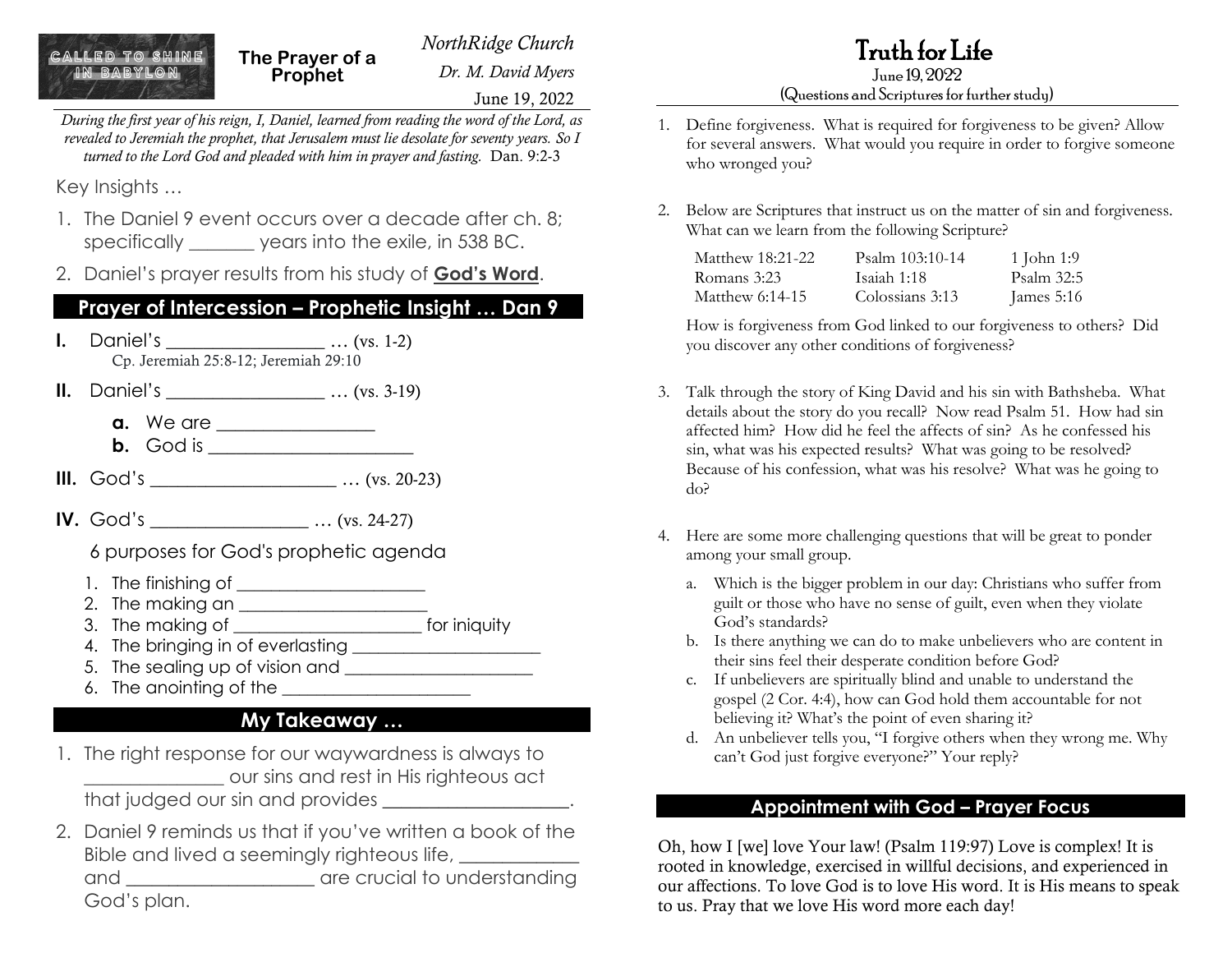CALLED TO SHINE IN BABYLON

# The Prayer of a Prophet

*NorthRidge Church*

*Dr. M. David Myers*

June 19, 2022

*During the first year of his reign, I, Daniel, learned from reading the word of the Lord, as revealed to Jeremiah the prophet, that Jerusalem must lie desolate for seventy years. So I turned to the Lord God and pleaded with him in prayer and fasting.* Dan. 9:2-3

Key Insights …

1. The Daniel 9 event occurs over a decade after ch. 8; specifically _______ years into the exile, in 538 BC.
2. Daniel's prayer results from his study of **God's Word**.

## Prayer of Intercession – Prophetic Insight … Dan 9

**I.** Daniel's _________________ … (vs. 1-2)
Cp. Jeremiah 25:8-12; Jeremiah 29:10

**II.** Daniel's _________________ … (vs. 3-19)

- **a.** We are _________________
- **b.** God is _____________________

**III.** God's ___________________ … (vs. 20-23)

**IV.** God's _________________ … (vs. 24-27)

6 purposes for God's prophetic agenda

1. The finishing of ____________________
2. The making an ____________________
3. The making of ____________________ for iniquity
4. The bringing in of everlasting ____________________
5. The sealing up of vision and ____________________
6. The anointing of the ____________________

## My Takeaway …

1. The right response for our waywardness is always to ______________ our sins and rest in His righteous act that judged our sin and provides ___________________.
2. Daniel 9 reminds us that if you've written a book of the Bible and lived a seemingly righteous life, ____________ and ___________________ are crucial to understanding God's plan.

# Truth for Life

June 19, 2022
(Questions and Scriptures for further study)

1. Define forgiveness. What is required for forgiveness to be given? Allow for several answers. What would you require in order to forgive someone who wronged you?

2. Below are Scriptures that instruct us on the matter of sin and forgiveness. What can we learn from the following Scripture?

| | | |
|---|---|---|
| Matthew 18:21-22 | Psalm 103:10-14 | 1 John 1:9 |
| Romans 3:23 | Isaiah 1:18 | Psalm 32:5 |
| Matthew 6:14-15 | Colossians 3:13 | James 5:16 |

   How is forgiveness from God linked to our forgiveness to others? Did you discover any other conditions of forgiveness?

3. Talk through the story of King David and his sin with Bathsheba. What details about the story do you recall? Now read Psalm 51. How had sin affected him? How did he feel the affects of sin? As he confessed his sin, what was his expected results? What was going to be resolved? Because of his confession, what was his resolve? What was he going to do?

4. Here are some more challenging questions that will be great to ponder among your small group.
   a. Which is the bigger problem in our day: Christians who suffer from guilt or those who have no sense of guilt, even when they violate God's standards?
   b. Is there anything we can do to make unbelievers who are content in their sins feel their desperate condition before God?
   c. If unbelievers are spiritually blind and unable to understand the gospel (2 Cor. 4:4), how can God hold them accountable for not believing it? What's the point of even sharing it?
   d. An unbeliever tells you, "I forgive others when they wrong me. Why can't God just forgive everyone?" Your reply?

## Appointment with God – Prayer Focus

Oh, how I [we] love Your law! (Psalm 119:97) Love is complex! It is rooted in knowledge, exercised in willful decisions, and experienced in our affections. To love God is to love His word. It is His means to speak to us. Pray that we love His word more each day!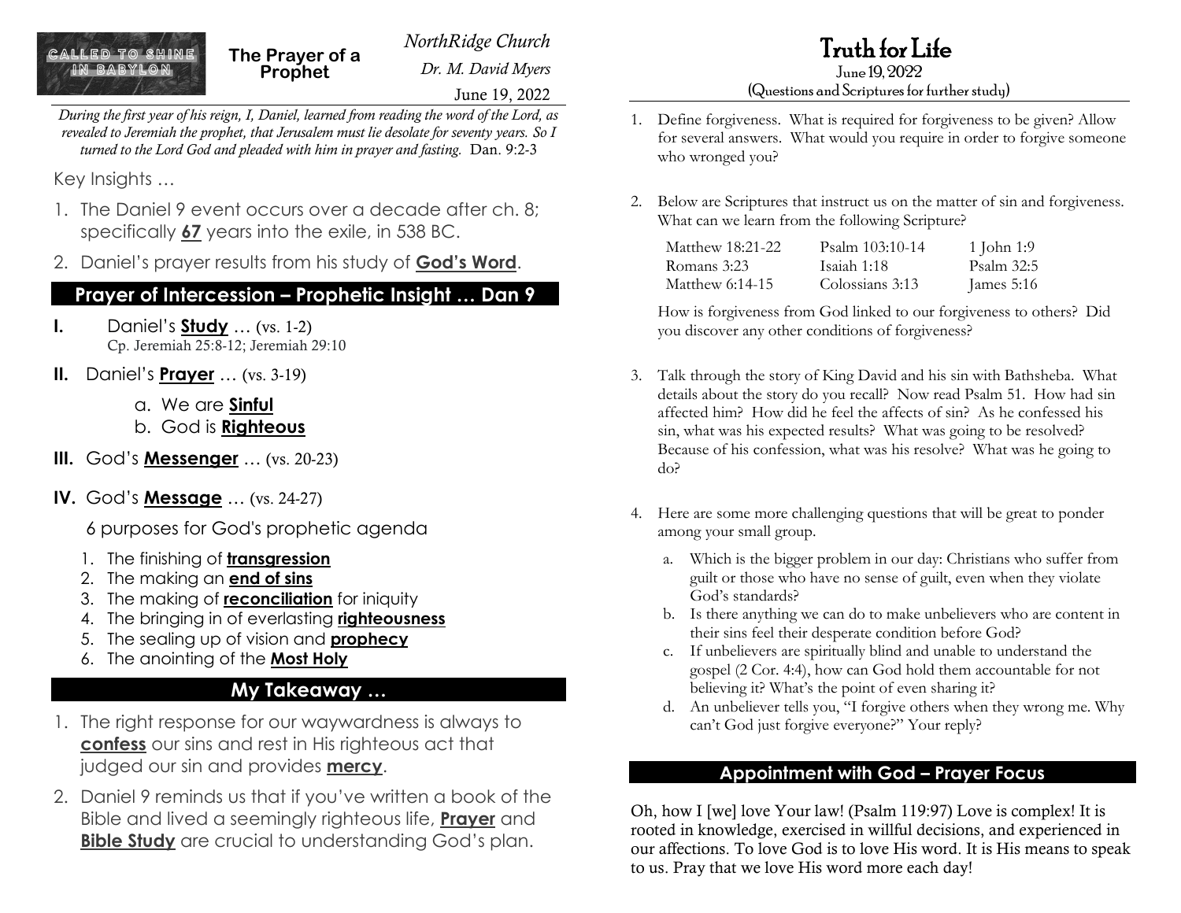CALLED TO SHINE IN BABYLON

## The Prayer of a Prophet

*NorthRidge Church*

*Dr. M. David Myers*

June 19, 2022

*During the first year of his reign, I, Daniel, learned from reading the word of the Lord, as revealed to Jeremiah the prophet, that Jerusalem must lie desolate for seventy years. So I turned to the Lord God and pleaded with him in prayer and fasting.* Dan. 9:2-3

Key Insights …

1. The Daniel 9 event occurs over a decade after ch. 8; specifically **67** years into the exile, in 538 BC.
2. Daniel's prayer results from his study of **God's Word**.

### Prayer of Intercession – Prophetic Insight … Dan 9

**I.** Daniel's **Study** … (vs. 1-2)
Cp. Jeremiah 25:8-12; Jeremiah 29:10

**II.** Daniel's **Prayer** … (vs. 3-19)

a. We are **Sinful**
b. God is **Righteous**

**III.** God's **Messenger** … (vs. 20-23)

**IV.** God's **Message** … (vs. 24-27)

6 purposes for God's prophetic agenda

1. The finishing of **transgression**
2. The making an **end of sins**
3. The making of **reconciliation** for iniquity
4. The bringing in of everlasting **righteousness**
5. The sealing up of vision and **prophecy**
6. The anointing of the **Most Holy**

### My Takeaway …

1. The right response for our waywardness is always to **confess** our sins and rest in His righteous act that judged our sin and provides **mercy**.
2. Daniel 9 reminds us that if you've written a book of the Bible and lived a seemingly righteous life, **Prayer** and **Bible Study** are crucial to understanding God's plan.

# Truth for Life

June 19, 2022
(Questions and Scriptures for further study)

1. Define forgiveness. What is required for forgiveness to be given? Allow for several answers. What would you require in order to forgive someone who wronged you?

2. Below are Scriptures that instruct us on the matter of sin and forgiveness. What can we learn from the following Scripture?

| | | |
|---|---|---|
| Matthew 18:21-22 | Psalm 103:10-14 | 1 John 1:9 |
| Romans 3:23 | Isaiah 1:18 | Psalm 32:5 |
| Matthew 6:14-15 | Colossians 3:13 | James 5:16 |

How is forgiveness from God linked to our forgiveness to others? Did you discover any other conditions of forgiveness?

3. Talk through the story of King David and his sin with Bathsheba. What details about the story do you recall? Now read Psalm 51. How had sin affected him? How did he feel the affects of sin? As he confessed his sin, what was his expected results? What was going to be resolved? Because of his confession, what was his resolve? What was he going to do?

4. Here are some more challenging questions that will be great to ponder among your small group.
   a. Which is the bigger problem in our day: Christians who suffer from guilt or those who have no sense of guilt, even when they violate God's standards?
   b. Is there anything we can do to make unbelievers who are content in their sins feel their desperate condition before God?
   c. If unbelievers are spiritually blind and unable to understand the gospel (2 Cor. 4:4), how can God hold them accountable for not believing it? What's the point of even sharing it?
   d. An unbeliever tells you, "I forgive others when they wrong me. Why can't God just forgive everyone?" Your reply?

### Appointment with God – Prayer Focus

Oh, how I [we] love Your law! (Psalm 119:97) Love is complex! It is rooted in knowledge, exercised in willful decisions, and experienced in our affections. To love God is to love His word. It is His means to speak to us. Pray that we love His word more each day!